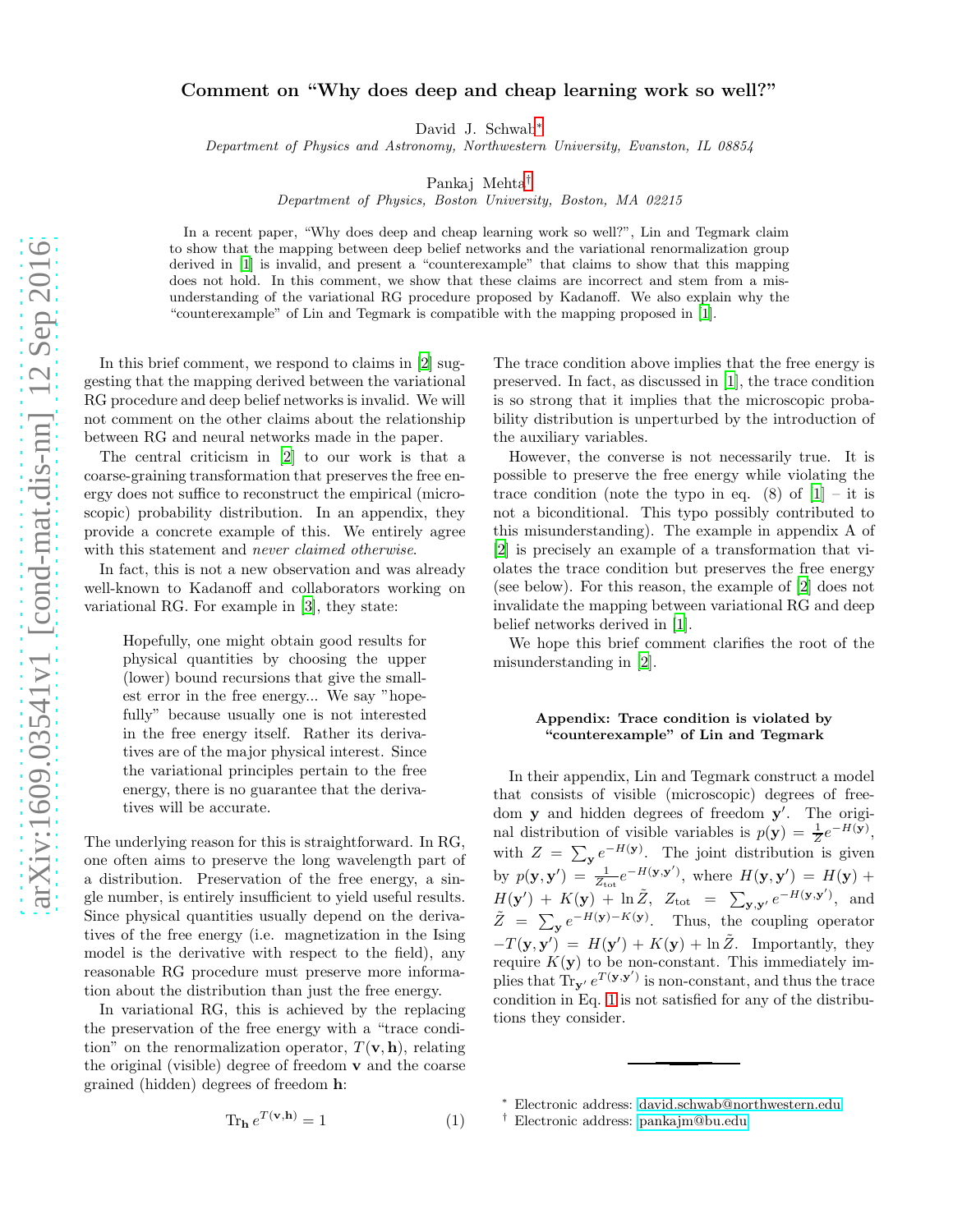# Comment on "Why does deep and cheap learning work so well?"

David J. Schwab*

*Department of Physics and Astronomy, Northwestern University, Evanston, IL 08854*

Pankaj Mehta†

*Department of Physics, Boston University, Boston, MA 02215*

In a recent paper, "Why does deep and cheap learning work so well?", Lin and Tegmark claim to show that the mapping between deep belief networks and the variational renormalization group derived in [1] is invalid, and present a "counterexample" that claims to show that this mapping does not hold. In this comment, we show that these claims are incorrect and stem from a misunderstanding of the variational RG procedure proposed by Kadanoff. We also explain why the "counterexample" of Lin and Tegmark is compatible with the mapping proposed in [1].

In this brief comment, we respond to claims in [2] suggesting that the mapping derived between the variational RG procedure and deep belief networks is invalid. We will not comment on the other claims about the relationship between RG and neural networks made in the paper.

The central criticism in [2] to our work is that a coarse-graining transformation that preserves the free energy does not suffice to reconstruct the empirical (microscopic) probability distribution. In an appendix, they provide a concrete example of this. We entirely agree with this statement and *never claimed otherwise*.

In fact, this is not a new observation and was already well-known to Kadanoff and collaborators working on variational RG. For example in [3], they state:

> Hopefully, one might obtain good results for physical quantities by choosing the upper (lower) bound recursions that give the smallest error in the free energy... We say "hopefully" because usually one is not interested in the free energy itself. Rather its derivatives are of the major physical interest. Since the variational principles pertain to the free energy, there is no guarantee that the derivatives will be accurate.

The underlying reason for this is straightforward. In RG, one often aims to preserve the long wavelength part of a distribution. Preservation of the free energy, a single number, is entirely insufficient to yield useful results. Since physical quantities usually depend on the derivatives of the free energy (i.e. magnetization in the Ising model is the derivative with respect to the field), any reasonable RG procedure must preserve more information about the distribution than just the free energy.

In variational RG, this is achieved by the replacing the preservation of the free energy with a "trace condition" on the renormalization operator, $T(\mathbf{v}, \mathbf{h})$, relating the original (visible) degree of freedom $\mathbf{v}$ and the coarse grained (hidden) degrees of freedom $\mathbf{h}$:

$$\mathrm{Tr}_{\mathbf{h}}\, e^{T(\mathbf{v},\mathbf{h})} = 1 \tag{1}$$

The trace condition above implies that the free energy is preserved. In fact, as discussed in [1], the trace condition is so strong that it implies that the microscopic probability distribution is unperturbed by the introduction of the auxiliary variables.

However, the converse is not necessarily true. It is possible to preserve the free energy while violating the trace condition (note the typo in eq. (8) of [1] – it is not a biconditional. This typo possibly contributed to this misunderstanding). The example in appendix A of [2] is precisely an example of a transformation that violates the trace condition but preserves the free energy (see below). For this reason, the example of [2] does not invalidate the mapping between variational RG and deep belief networks derived in [1].

We hope this brief comment clarifies the root of the misunderstanding in [2].

### Appendix: Trace condition is violated by "counterexample" of Lin and Tegmark

In their appendix, Lin and Tegmark construct a model that consists of visible (microscopic) degrees of freedom $\mathbf{y}$ and hidden degrees of freedom $\mathbf{y}'$. The original distribution of visible variables is $p(\mathbf{y}) = \frac{1}{Z}e^{-H(\mathbf{y})}$, with $Z = \sum_{\mathbf{y}} e^{-H(\mathbf{y})}$. The joint distribution is given by $p(\mathbf{y}, \mathbf{y}') = \frac{1}{Z_{\rm tot}} e^{-H(\mathbf{y},\mathbf{y}')}$, where $H(\mathbf{y}, \mathbf{y}') = H(\mathbf{y}) + H(\mathbf{y}') + K(\mathbf{y}) + \ln \tilde{Z}$, $Z_{\rm tot} = \sum_{\mathbf{y},\mathbf{y}'} e^{-H(\mathbf{y},\mathbf{y}')}$, and $\tilde{Z} = \sum_{\mathbf{y}} e^{-H(\mathbf{y})-K(\mathbf{y})}$. Thus, the coupling operator $-T(\mathbf{y}, \mathbf{y}') = H(\mathbf{y}') + K(\mathbf{y}) + \ln \tilde{Z}$. Importantly, they require $K(\mathbf{y})$ to be non-constant. This immediately implies that $\mathrm{Tr}_{\mathbf{y}'}\, e^{T(\mathbf{y},\mathbf{y}')}$ is non-constant, and thus the trace condition in Eq. 1 is not satisfied for any of the distributions they consider.

---

* Electronic address: david.schwab@northwestern.edu

† Electronic address: pankajm@bu.edu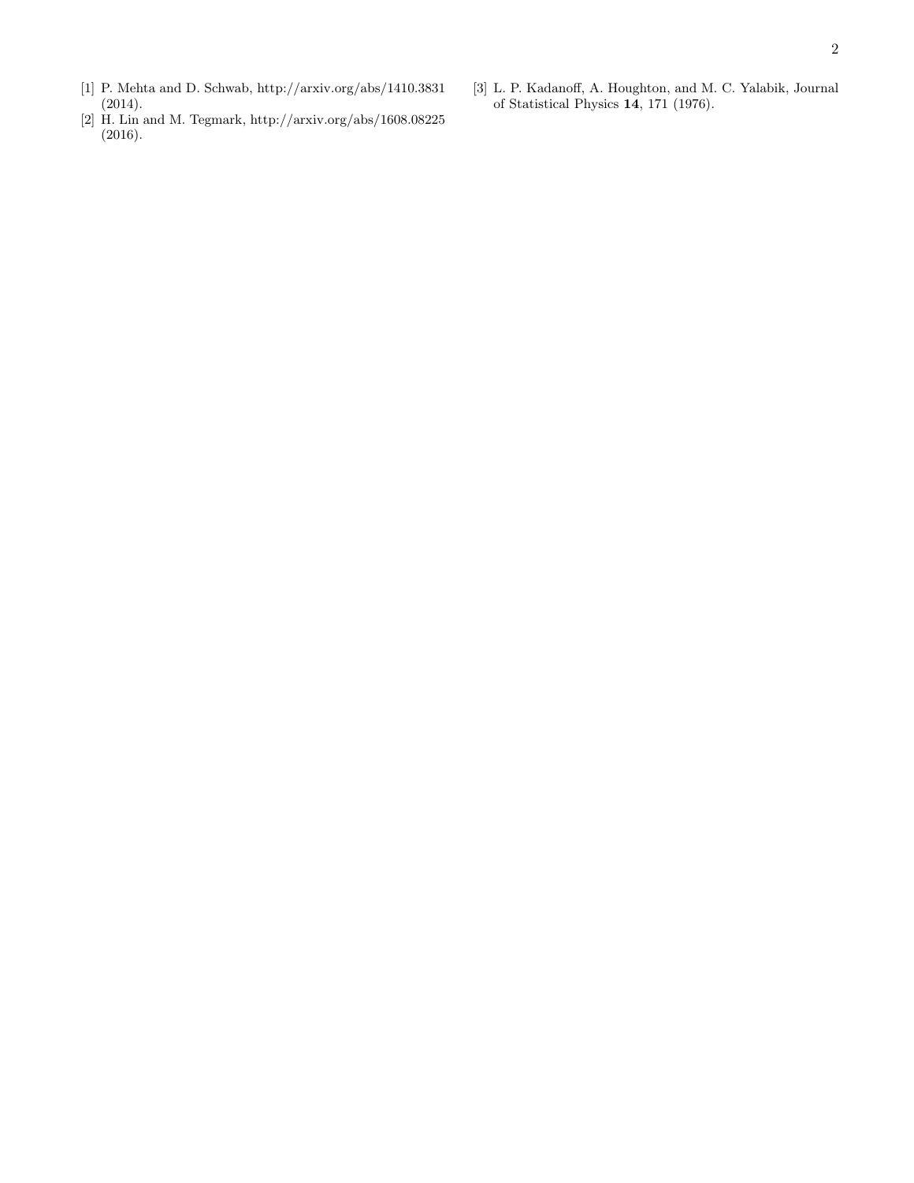[1] P. Mehta and D. Schwab, http://arxiv.org/abs/1410.3831 (2014).

[2] H. Lin and M. Tegmark, http://arxiv.org/abs/1608.08225 (2016).

[3] L. P. Kadanoff, A. Houghton, and M. C. Yalabik, Journal of Statistical Physics **14**, 171 (1976).